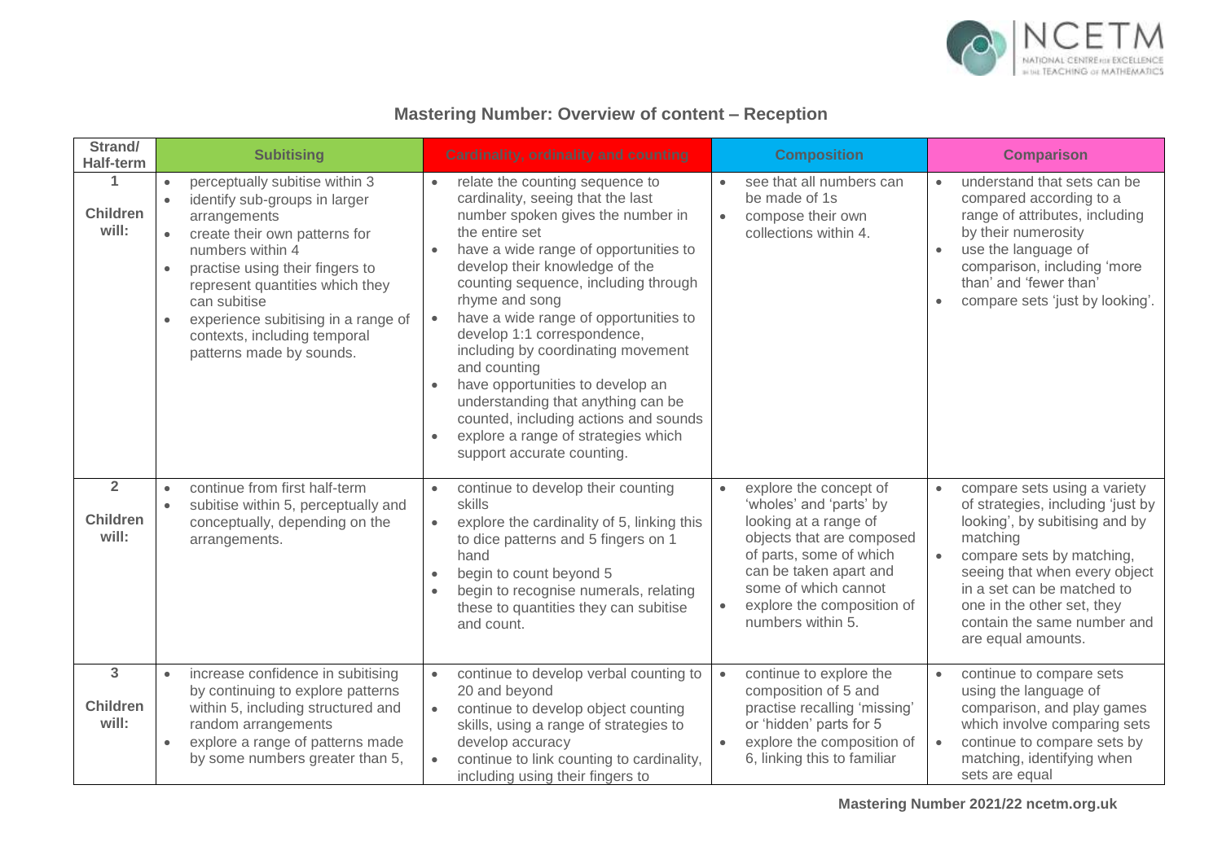# Mastering Number: Overview of content – Reception

| Strand/ Half-term | Subitising | Cardinality, ordinality and counting | Composition | Comparison |
|---|---|---|---|---|
| **1** **Children will:** | • perceptually subitise within 3<br>• identify sub-groups in larger arrangements<br>• create their own patterns for numbers within 4<br>• practise using their fingers to represent quantities which they can subitise<br>• experience subitising in a range of contexts, including temporal patterns made by sounds. | • relate the counting sequence to cardinality, seeing that the last number spoken gives the number in the entire set<br>• have a wide range of opportunities to develop their knowledge of the counting sequence, including through rhyme and song<br>• have a wide range of opportunities to develop 1:1 correspondence, including by coordinating movement and counting<br>• have opportunities to develop an understanding that anything can be counted, including actions and sounds<br>• explore a range of strategies which support accurate counting. | • see that all numbers can be made of 1s<br>• compose their own collections within 4. | • understand that sets can be compared according to a range of attributes, including by their numerosity<br>• use the language of comparison, including 'more than' and 'fewer than'<br>• compare sets 'just by looking'. |
| **2** **Children will:** | • continue from first half-term<br>• subitise within 5, perceptually and conceptually, depending on the arrangements. | • continue to develop their counting skills<br>• explore the cardinality of 5, linking this to dice patterns and 5 fingers on 1 hand<br>• begin to count beyond 5<br>• begin to recognise numerals, relating these to quantities they can subitise and count. | • explore the concept of 'wholes' and 'parts' by looking at a range of objects that are composed of parts, some of which can be taken apart and some of which cannot<br>• explore the composition of numbers within 5. | • compare sets using a variety of strategies, including 'just by looking', by subitising and by matching<br>• compare sets by matching, seeing that when every object in a set can be matched to one in the other set, they contain the same number and are equal amounts. |
| **3** **Children will:** | • increase confidence in subitising by continuing to explore patterns within 5, including structured and random arrangements<br>• explore a range of patterns made by some numbers greater than 5, | • continue to develop verbal counting to 20 and beyond<br>• continue to develop object counting skills, using a range of strategies to develop accuracy<br>• continue to link counting to cardinality, including using their fingers to | • continue to explore the composition of 5 and practise recalling 'missing' or 'hidden' parts for 5<br>• explore the composition of 6, linking this to familiar | • continue to compare sets using the language of comparison, and play games which involve comparing sets<br>• continue to compare sets by matching, identifying when sets are equal |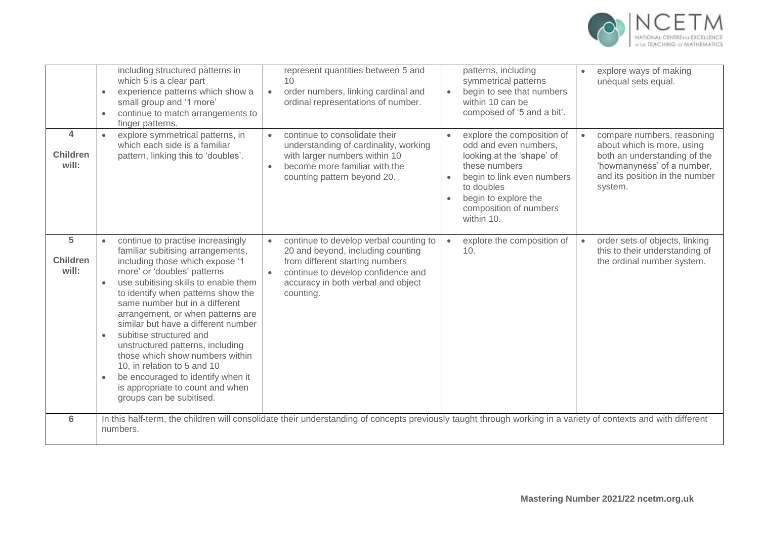| | | | | |
|---|---|---|---|---|
| | including structured patterns in which 5 is a clear part<br>• experience patterns which show a small group and '1 more'<br>• continue to match arrangements to finger patterns. | represent quantities between 5 and 10<br>• order numbers, linking cardinal and ordinal representations of number. | patterns, including symmetrical patterns<br>• begin to see that numbers within 10 can be composed of '5 and a bit'. | • explore ways of making unequal sets equal. |
| **4**<br>**Children will:** | • explore symmetrical patterns, in which each side is a familiar pattern, linking this to 'doubles'. | • continue to consolidate their understanding of cardinality, working with larger numbers within 10<br>• become more familiar with the counting pattern beyond 20. | • explore the composition of odd and even numbers, looking at the 'shape' of these numbers<br>• begin to link even numbers to doubles<br>• begin to explore the composition of numbers within 10. | • compare numbers, reasoning about which is more, using both an understanding of the 'howmanyness' of a number, and its position in the number system. |
| **5**<br>**Children will:** | • continue to practise increasingly familiar subitising arrangements, including those which expose '1 more' or 'doubles' patterns<br>• use subitising skills to enable them to identify when patterns show the same number but in a different arrangement, or when patterns are similar but have a different number<br>• subitise structured and unstructured patterns, including those which show numbers within 10, in relation to 5 and 10<br>• be encouraged to identify when it is appropriate to count and when groups can be subitised. | • continue to develop verbal counting to 20 and beyond, including counting from different starting numbers<br>• continue to develop confidence and accuracy in both verbal and object counting. | • explore the composition of 10. | • order sets of objects, linking this to their understanding of the ordinal number system. |
| **6** | In this half-term, the children will consolidate their understanding of concepts previously taught through working in a variety of contexts and with different numbers. | | | |